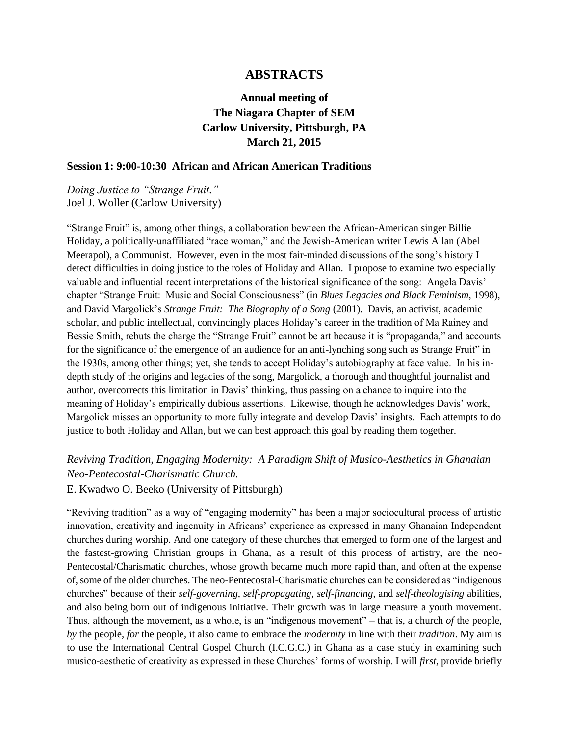# ABSTRACTS

## Annual meeting of The Niagara Chapter of SEM Carlow University, Pittsburgh, PA March 21, 2015

### Session 1: 9:00-10:30 African and African American Traditions

*Doing Justice to "Strange Fruit."*
Joel J. Woller (Carlow University)

"Strange Fruit" is, among other things, a collaboration bewteen the African-American singer Billie Holiday, a politically-unaffiliated "race woman," and the Jewish-American writer Lewis Allan (Abel Meerapol), a Communist. However, even in the most fair-minded discussions of the song's history I detect difficulties in doing justice to the roles of Holiday and Allan. I propose to examine two especially valuable and influential recent interpretations of the historical significance of the song: Angela Davis' chapter "Strange Fruit: Music and Social Consciousness" (in *Blues Legacies and Black Feminism*, 1998), and David Margolick's *Strange Fruit: The Biography of a Song* (2001). Davis, an activist, academic scholar, and public intellectual, convincingly places Holiday's career in the tradition of Ma Rainey and Bessie Smith, rebuts the charge the "Strange Fruit" cannot be art because it is "propaganda," and accounts for the significance of the emergence of an audience for an anti-lynching song such as Strange Fruit" in the 1930s, among other things; yet, she tends to accept Holiday's autobiography at face value. In his in-depth study of the origins and legacies of the song, Margolick, a thorough and thoughtful journalist and author, overcorrects this limitation in Davis' thinking, thus passing on a chance to inquire into the meaning of Holiday's empirically dubious assertions. Likewise, though he acknowledges Davis' work, Margolick misses an opportunity to more fully integrate and develop Davis' insights. Each attempts to do justice to both Holiday and Allan, but we can best approach this goal by reading them together.

*Reviving Tradition, Engaging Modernity: A Paradigm Shift of Musico-Aesthetics in Ghanaian Neo-Pentecostal-Charismatic Church.*
E. Kwadwo O. Beeko (University of Pittsburgh)

"Reviving tradition" as a way of "engaging modernity" has been a major sociocultural process of artistic innovation, creativity and ingenuity in Africans' experience as expressed in many Ghanaian Independent churches during worship. And one category of these churches that emerged to form one of the largest and the fastest-growing Christian groups in Ghana, as a result of this process of artistry, are the neo-Pentecostal/Charismatic churches, whose growth became much more rapid than, and often at the expense of, some of the older churches. The neo-Pentecostal-Charismatic churches can be considered as "indigenous churches" because of their *self-governing*, *self-propagating*, *self-financing*, and *self-theologising* abilities, and also being born out of indigenous initiative. Their growth was in large measure a youth movement. Thus, although the movement, as a whole, is an "indigenous movement" – that is, a church *of* the people, *by* the people, *for* the people, it also came to embrace the *modernity* in line with their *tradition*. My aim is to use the International Central Gospel Church (I.C.G.C.) in Ghana as a case study in examining such musico-aesthetic of creativity as expressed in these Churches' forms of worship. I will *first*, provide briefly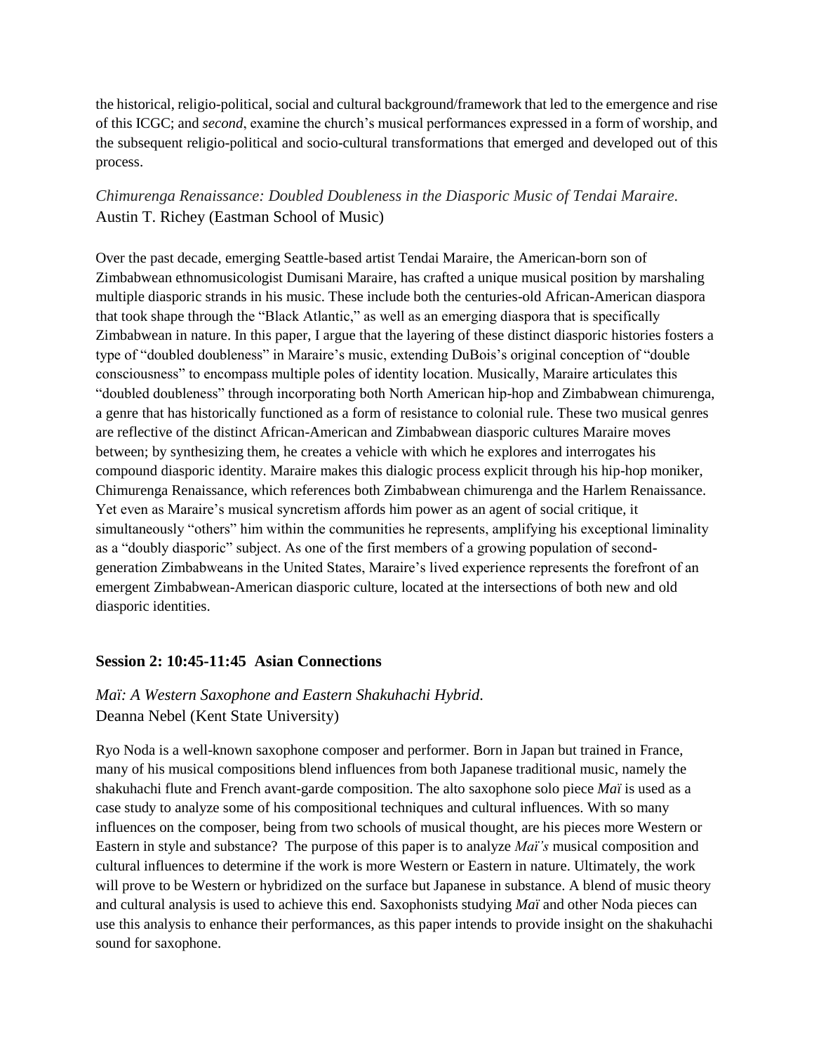the historical, religio-political, social and cultural background/framework that led to the emergence and rise of this ICGC; and *second*, examine the church's musical performances expressed in a form of worship, and the subsequent religio-political and socio-cultural transformations that emerged and developed out of this process.

*Chimurenga Renaissance: Doubled Doubleness in the Diasporic Music of Tendai Maraire.*
Austin T. Richey (Eastman School of Music)

Over the past decade, emerging Seattle-based artist Tendai Maraire, the American-born son of Zimbabwean ethnomusicologist Dumisani Maraire, has crafted a unique musical position by marshaling multiple diasporic strands in his music. These include both the centuries-old African-American diaspora that took shape through the "Black Atlantic," as well as an emerging diaspora that is specifically Zimbabwean in nature. In this paper, I argue that the layering of these distinct diasporic histories fosters a type of "doubled doubleness" in Maraire's music, extending DuBois's original conception of "double consciousness" to encompass multiple poles of identity location. Musically, Maraire articulates this "doubled doubleness" through incorporating both North American hip-hop and Zimbabwean chimurenga, a genre that has historically functioned as a form of resistance to colonial rule. These two musical genres are reflective of the distinct African-American and Zimbabwean diasporic cultures Maraire moves between; by synthesizing them, he creates a vehicle with which he explores and interrogates his compound diasporic identity. Maraire makes this dialogic process explicit through his hip-hop moniker, Chimurenga Renaissance, which references both Zimbabwean chimurenga and the Harlem Renaissance. Yet even as Maraire's musical syncretism affords him power as an agent of social critique, it simultaneously "others" him within the communities he represents, amplifying his exceptional liminality as a "doubly diasporic" subject. As one of the first members of a growing population of second-generation Zimbabweans in the United States, Maraire's lived experience represents the forefront of an emergent Zimbabwean-American diasporic culture, located at the intersections of both new and old diasporic identities.

## Session 2: 10:45-11:45 Asian Connections

*Maï: A Western Saxophone and Eastern Shakuhachi Hybrid.*
Deanna Nebel (Kent State University)

Ryo Noda is a well-known saxophone composer and performer. Born in Japan but trained in France, many of his musical compositions blend influences from both Japanese traditional music, namely the shakuhachi flute and French avant-garde composition. The alto saxophone solo piece *Maï* is used as a case study to analyze some of his compositional techniques and cultural influences. With so many influences on the composer, being from two schools of musical thought, are his pieces more Western or Eastern in style and substance? The purpose of this paper is to analyze *Maï's* musical composition and cultural influences to determine if the work is more Western or Eastern in nature. Ultimately, the work will prove to be Western or hybridized on the surface but Japanese in substance. A blend of music theory and cultural analysis is used to achieve this end. Saxophonists studying *Maï* and other Noda pieces can use this analysis to enhance their performances, as this paper intends to provide insight on the shakuhachi sound for saxophone.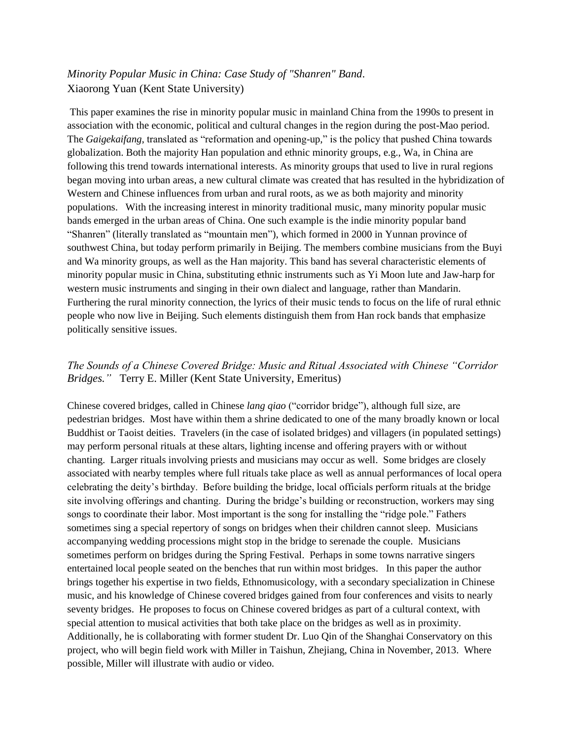*Minority Popular Music in China: Case Study of "Shanren" Band*.
Xiaorong Yuan (Kent State University)

This paper examines the rise in minority popular music in mainland China from the 1990s to present in association with the economic, political and cultural changes in the region during the post-Mao period. The *Gaigekaifang*, translated as "reformation and opening-up," is the policy that pushed China towards globalization. Both the majority Han population and ethnic minority groups, e.g., Wa, in China are following this trend towards international interests. As minority groups that used to live in rural regions began moving into urban areas, a new cultural climate was created that has resulted in the hybridization of Western and Chinese influences from urban and rural roots, as we as both majority and minority populations. With the increasing interest in minority traditional music, many minority popular music bands emerged in the urban areas of China. One such example is the indie minority popular band "Shanren" (literally translated as "mountain men"), which formed in 2000 in Yunnan province of southwest China, but today perform primarily in Beijing. The members combine musicians from the Buyi and Wa minority groups, as well as the Han majority. This band has several characteristic elements of minority popular music in China, substituting ethnic instruments such as Yi Moon lute and Jaw-harp for western music instruments and singing in their own dialect and language, rather than Mandarin. Furthering the rural minority connection, the lyrics of their music tends to focus on the life of rural ethnic people who now live in Beijing. Such elements distinguish them from Han rock bands that emphasize politically sensitive issues.

*The Sounds of a Chinese Covered Bridge: Music and Ritual Associated with Chinese "Corridor Bridges."* Terry E. Miller (Kent State University, Emeritus)

Chinese covered bridges, called in Chinese *lang qiao* ("corridor bridge"), although full size, are pedestrian bridges. Most have within them a shrine dedicated to one of the many broadly known or local Buddhist or Taoist deities. Travelers (in the case of isolated bridges) and villagers (in populated settings) may perform personal rituals at these altars, lighting incense and offering prayers with or without chanting. Larger rituals involving priests and musicians may occur as well. Some bridges are closely associated with nearby temples where full rituals take place as well as annual performances of local opera celebrating the deity's birthday. Before building the bridge, local officials perform rituals at the bridge site involving offerings and chanting. During the bridge's building or reconstruction, workers may sing songs to coordinate their labor. Most important is the song for installing the "ridge pole." Fathers sometimes sing a special repertory of songs on bridges when their children cannot sleep. Musicians accompanying wedding processions might stop in the bridge to serenade the couple. Musicians sometimes perform on bridges during the Spring Festival. Perhaps in some towns narrative singers entertained local people seated on the benches that run within most bridges. In this paper the author brings together his expertise in two fields, Ethnomusicology, with a secondary specialization in Chinese music, and his knowledge of Chinese covered bridges gained from four conferences and visits to nearly seventy bridges. He proposes to focus on Chinese covered bridges as part of a cultural context, with special attention to musical activities that both take place on the bridges as well as in proximity. Additionally, he is collaborating with former student Dr. Luo Qin of the Shanghai Conservatory on this project, who will begin field work with Miller in Taishun, Zhejiang, China in November, 2013. Where possible, Miller will illustrate with audio or video.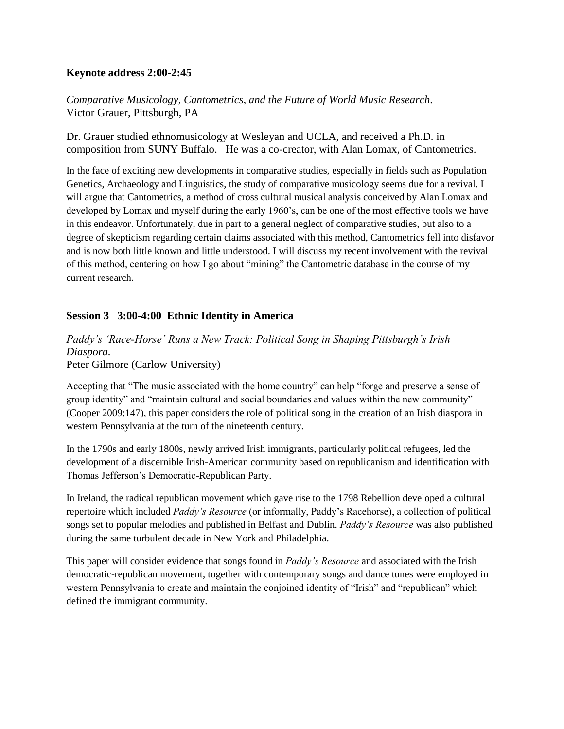### Keynote address 2:00-2:45

*Comparative Musicology, Cantometrics, and the Future of World Music Research.*
Victor Grauer, Pittsburgh, PA

Dr. Grauer studied ethnomusicology at Wesleyan and UCLA, and received a Ph.D. in composition from SUNY Buffalo. He was a co-creator, with Alan Lomax, of Cantometrics.

In the face of exciting new developments in comparative studies, especially in fields such as Population Genetics, Archaeology and Linguistics, the study of comparative musicology seems due for a revival. I will argue that Cantometrics, a method of cross cultural musical analysis conceived by Alan Lomax and developed by Lomax and myself during the early 1960's, can be one of the most effective tools we have in this endeavor. Unfortunately, due in part to a general neglect of comparative studies, but also to a degree of skepticism regarding certain claims associated with this method, Cantometrics fell into disfavor and is now both little known and little understood. I will discuss my recent involvement with the revival of this method, centering on how I go about "mining" the Cantometric database in the course of my current research.

### Session 3 3:00-4:00 Ethnic Identity in America

*Paddy's 'Race-Horse' Runs a New Track: Political Song in Shaping Pittsburgh's Irish Diaspora.*
Peter Gilmore (Carlow University)

Accepting that "The music associated with the home country" can help "forge and preserve a sense of group identity" and "maintain cultural and social boundaries and values within the new community" (Cooper 2009:147), this paper considers the role of political song in the creation of an Irish diaspora in western Pennsylvania at the turn of the nineteenth century.

In the 1790s and early 1800s, newly arrived Irish immigrants, particularly political refugees, led the development of a discernible Irish-American community based on republicanism and identification with Thomas Jefferson's Democratic-Republican Party.

In Ireland, the radical republican movement which gave rise to the 1798 Rebellion developed a cultural repertoire which included *Paddy's Resource* (or informally, Paddy's Racehorse), a collection of political songs set to popular melodies and published in Belfast and Dublin. *Paddy's Resource* was also published during the same turbulent decade in New York and Philadelphia.

This paper will consider evidence that songs found in *Paddy's Resource* and associated with the Irish democratic-republican movement, together with contemporary songs and dance tunes were employed in western Pennsylvania to create and maintain the conjoined identity of "Irish" and "republican" which defined the immigrant community.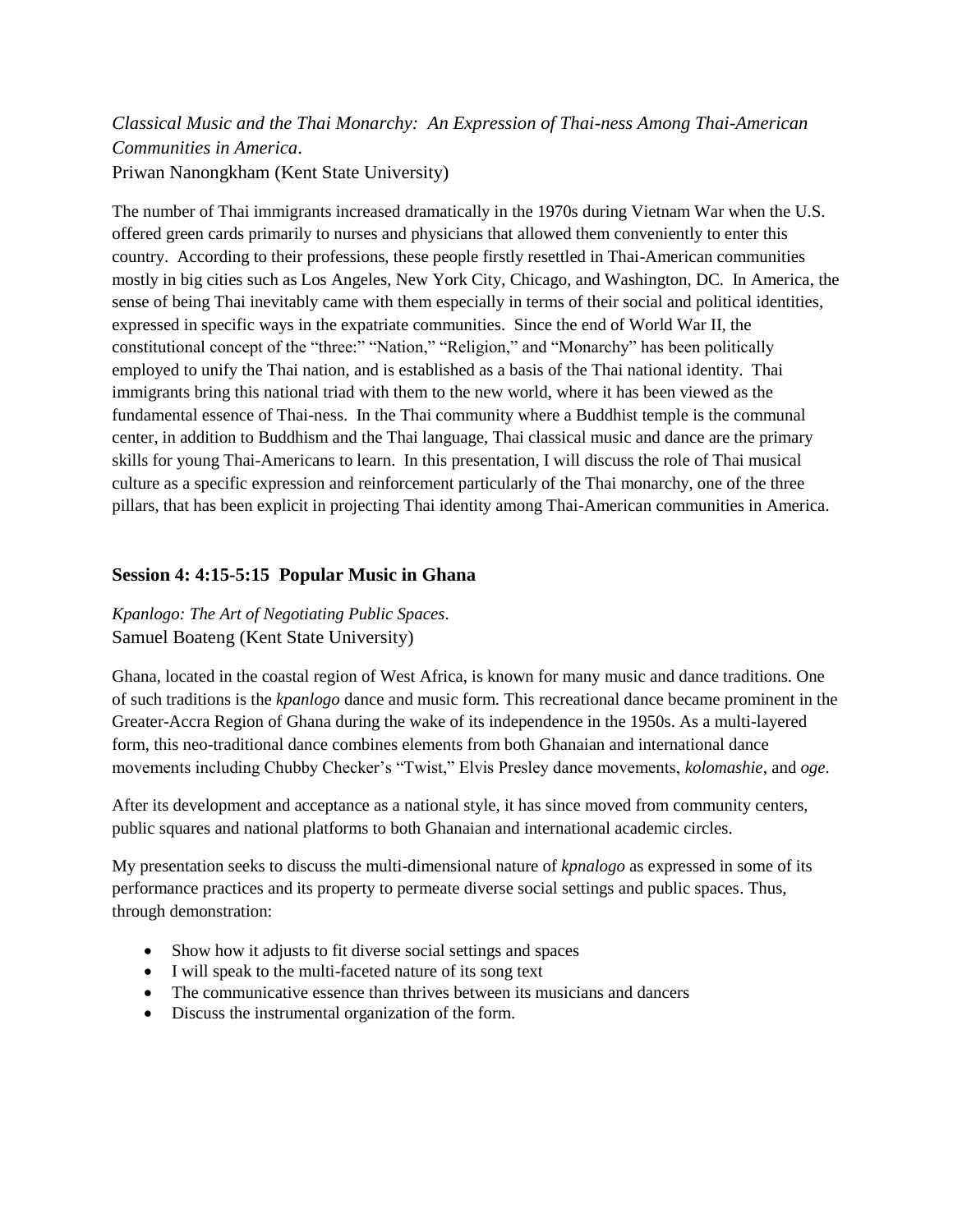*Classical Music and the Thai Monarchy: An Expression of Thai-ness Among Thai-American Communities in America*.
Priwan Nanongkham (Kent State University)

The number of Thai immigrants increased dramatically in the 1970s during Vietnam War when the U.S. offered green cards primarily to nurses and physicians that allowed them conveniently to enter this country. According to their professions, these people firstly resettled in Thai-American communities mostly in big cities such as Los Angeles, New York City, Chicago, and Washington, DC. In America, the sense of being Thai inevitably came with them especially in terms of their social and political identities, expressed in specific ways in the expatriate communities. Since the end of World War II, the constitutional concept of the "three:" "Nation," "Religion," and "Monarchy" has been politically employed to unify the Thai nation, and is established as a basis of the Thai national identity. Thai immigrants bring this national triad with them to the new world, where it has been viewed as the fundamental essence of Thai-ness. In the Thai community where a Buddhist temple is the communal center, in addition to Buddhism and the Thai language, Thai classical music and dance are the primary skills for young Thai-Americans to learn. In this presentation, I will discuss the role of Thai musical culture as a specific expression and reinforcement particularly of the Thai monarchy, one of the three pillars, that has been explicit in projecting Thai identity among Thai-American communities in America.

### Session 4: 4:15-5:15 Popular Music in Ghana

*Kpanlogo: The Art of Negotiating Public Spaces*.
Samuel Boateng (Kent State University)

Ghana, located in the coastal region of West Africa, is known for many music and dance traditions. One of such traditions is the *kpanlogo* dance and music form. This recreational dance became prominent in the Greater-Accra Region of Ghana during the wake of its independence in the 1950s. As a multi-layered form, this neo-traditional dance combines elements from both Ghanaian and international dance movements including Chubby Checker's "Twist," Elvis Presley dance movements, *kolomashie*, and *oge*.

After its development and acceptance as a national style, it has since moved from community centers, public squares and national platforms to both Ghanaian and international academic circles.

My presentation seeks to discuss the multi-dimensional nature of *kpnalogo* as expressed in some of its performance practices and its property to permeate diverse social settings and public spaces. Thus, through demonstration:

- Show how it adjusts to fit diverse social settings and spaces
- I will speak to the multi-faceted nature of its song text
- The communicative essence than thrives between its musicians and dancers
- Discuss the instrumental organization of the form.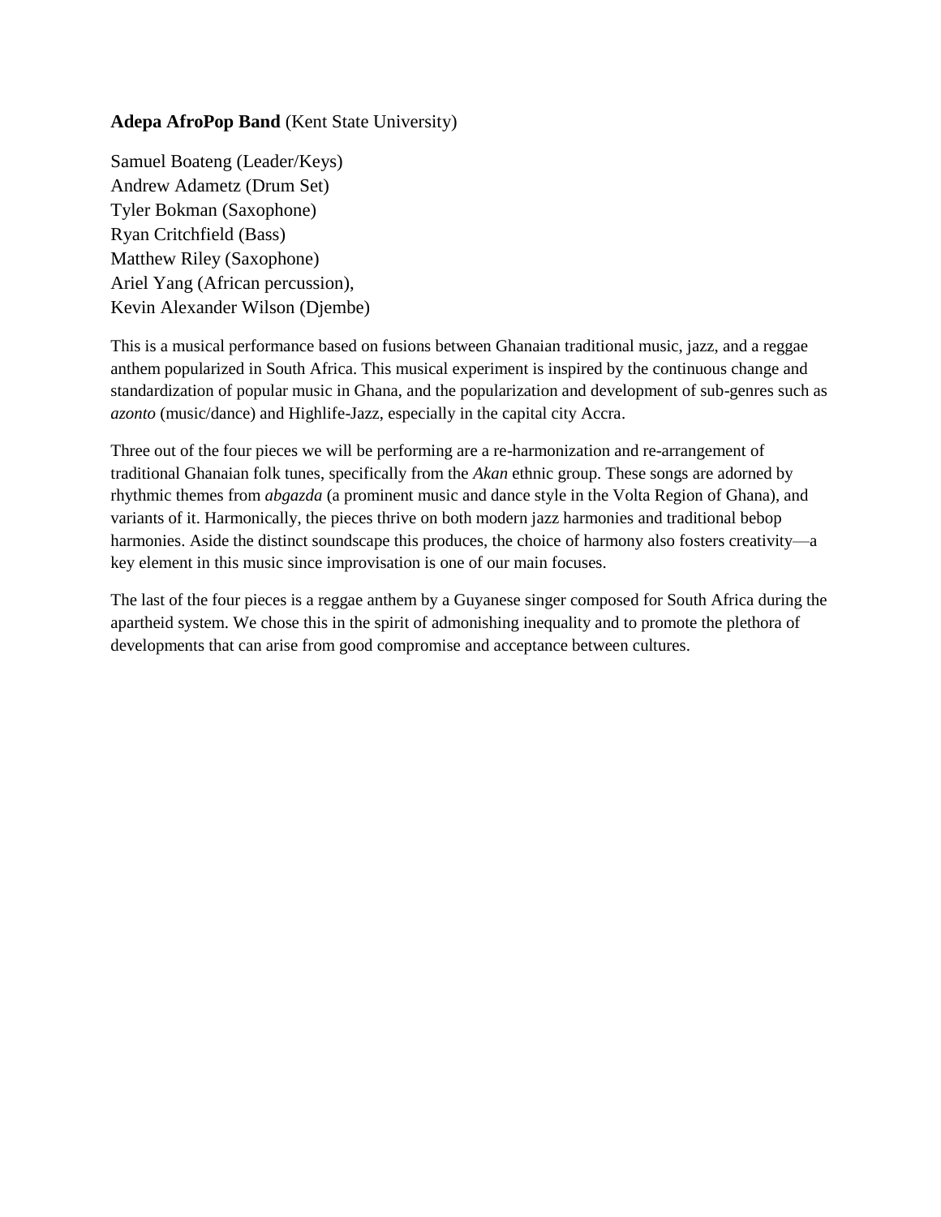**Adepa AfroPop Band** (Kent State University)

Samuel Boateng (Leader/Keys)
Andrew Adametz (Drum Set)
Tyler Bokman (Saxophone)
Ryan Critchfield (Bass)
Matthew Riley (Saxophone)
Ariel Yang (African percussion),
Kevin Alexander Wilson (Djembe)

This is a musical performance based on fusions between Ghanaian traditional music, jazz, and a reggae anthem popularized in South Africa. This musical experiment is inspired by the continuous change and standardization of popular music in Ghana, and the popularization and development of sub-genres such as *azonto* (music/dance) and Highlife-Jazz, especially in the capital city Accra.

Three out of the four pieces we will be performing are a re-harmonization and re-arrangement of traditional Ghanaian folk tunes, specifically from the *Akan* ethnic group. These songs are adorned by rhythmic themes from *abgazda* (a prominent music and dance style in the Volta Region of Ghana), and variants of it. Harmonically, the pieces thrive on both modern jazz harmonies and traditional bebop harmonies. Aside the distinct soundscape this produces, the choice of harmony also fosters creativity—a key element in this music since improvisation is one of our main focuses.

The last of the four pieces is a reggae anthem by a Guyanese singer composed for South Africa during the apartheid system. We chose this in the spirit of admonishing inequality and to promote the plethora of developments that can arise from good compromise and acceptance between cultures.